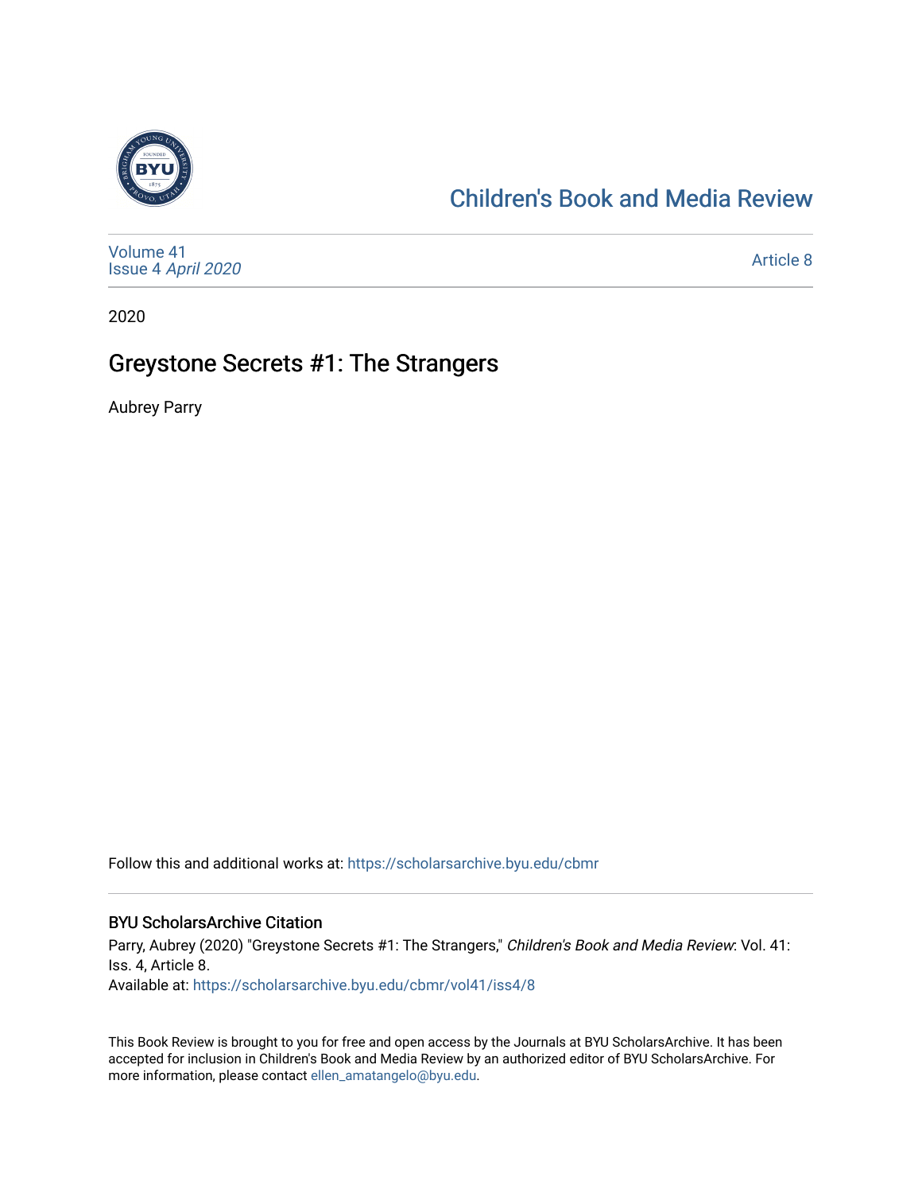[Children's Book and Media Review](https://scholarsarchive.byu.edu/cbmr)

Volume 41
Issue 4 *April 2020*

Article 8

2020

# Greystone Secrets #1: The Strangers

Aubrey Parry

Follow this and additional works at: https://scholarsarchive.byu.edu/cbmr

## BYU ScholarsArchive Citation

Parry, Aubrey (2020) "Greystone Secrets #1: The Strangers," *Children's Book and Media Review*: Vol. 41: Iss. 4, Article 8.
Available at: https://scholarsarchive.byu.edu/cbmr/vol41/iss4/8

This Book Review is brought to you for free and open access by the Journals at BYU ScholarsArchive. It has been accepted for inclusion in Children's Book and Media Review by an authorized editor of BYU ScholarsArchive. For more information, please contact ellen_amatangelo@byu.edu.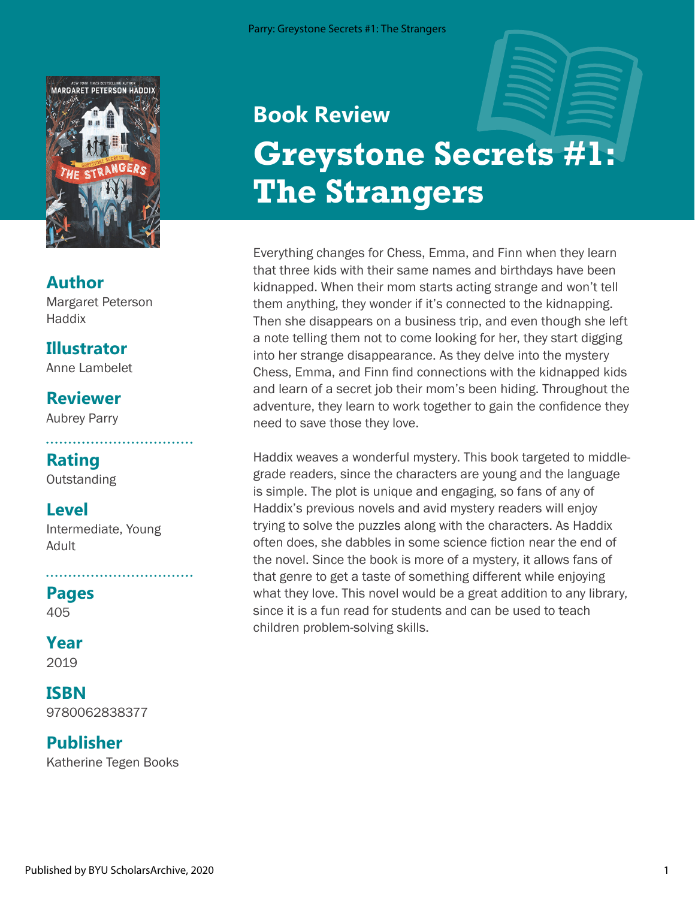## Book Review

# Greystone Secrets #1: The Strangers

**Author**
Margaret Peterson Haddix

**Illustrator**
Anne Lambelet

**Reviewer**
Aubrey Parry

**Rating**
Outstanding

**Level**
Intermediate, Young Adult

**Pages**
405

**Year**
2019

**ISBN**
9780062838377

**Publisher**
Katherine Tegen Books

Everything changes for Chess, Emma, and Finn when they learn that three kids with their same names and birthdays have been kidnapped. When their mom starts acting strange and won't tell them anything, they wonder if it's connected to the kidnapping. Then she disappears on a business trip, and even though she left a note telling them not to come looking for her, they start digging into her strange disappearance. As they delve into the mystery Chess, Emma, and Finn find connections with the kidnapped kids and learn of a secret job their mom's been hiding. Throughout the adventure, they learn to work together to gain the confidence they need to save those they love.

Haddix weaves a wonderful mystery. This book targeted to middle-grade readers, since the characters are young and the language is simple. The plot is unique and engaging, so fans of any of Haddix's previous novels and avid mystery readers will enjoy trying to solve the puzzles along with the characters. As Haddix often does, she dabbles in some science fiction near the end of the novel. Since the book is more of a mystery, it allows fans of that genre to get a taste of something different while enjoying what they love. This novel would be a great addition to any library, since it is a fun read for students and can be used to teach children problem-solving skills.